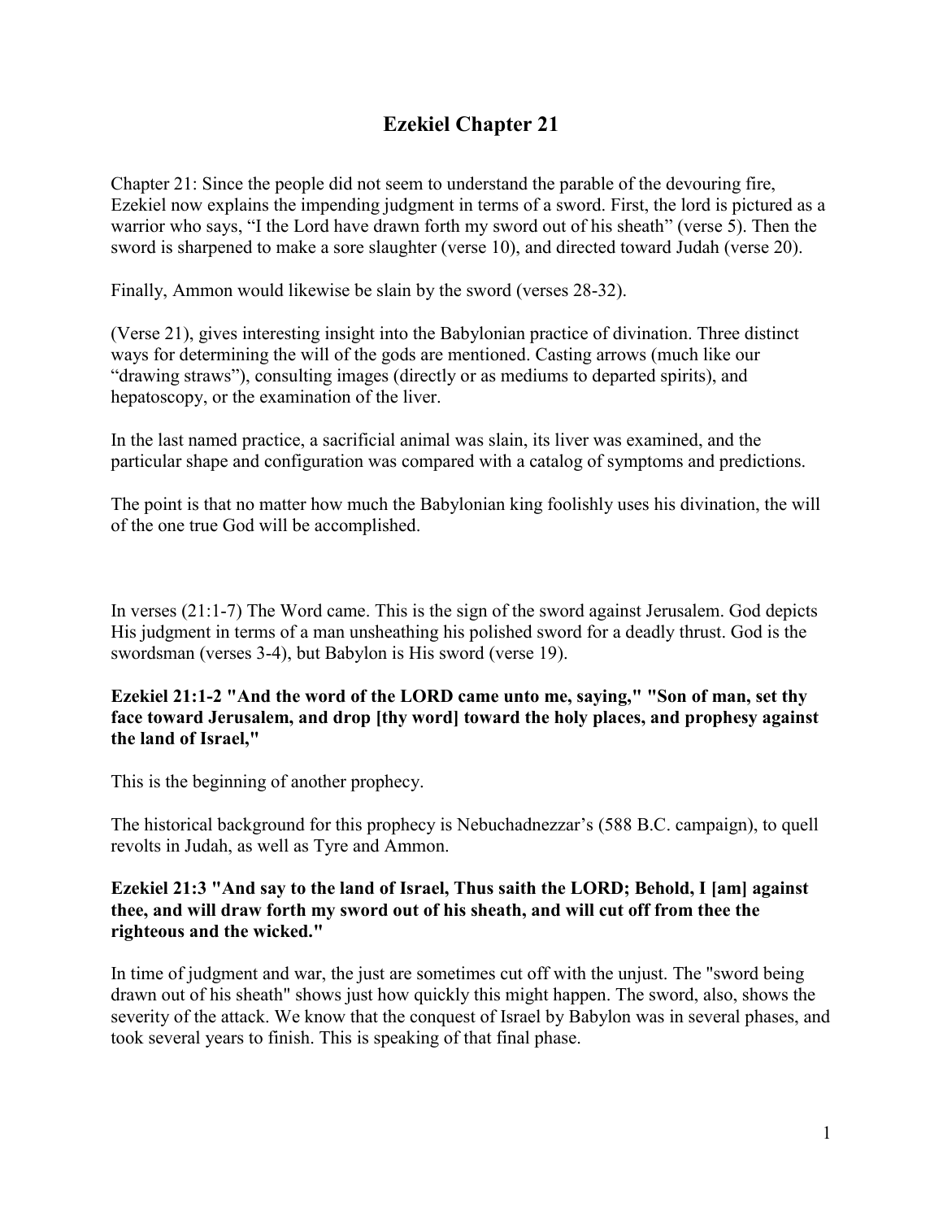# Ezekiel Chapter 21

Chapter 21: Since the people did not seem to understand the parable of the devouring fire, Ezekiel now explains the impending judgment in terms of a sword. First, the lord is pictured as a warrior who says, "I the Lord have drawn forth my sword out of his sheath" (verse 5). Then the sword is sharpened to make a sore slaughter (verse 10), and directed toward Judah (verse 20).

Finally, Ammon would likewise be slain by the sword (verses 28-32).

(Verse 21), gives interesting insight into the Babylonian practice of divination. Three distinct ways for determining the will of the gods are mentioned. Casting arrows (much like our "drawing straws"), consulting images (directly or as mediums to departed spirits), and hepatoscopy, or the examination of the liver.

In the last named practice, a sacrificial animal was slain, its liver was examined, and the particular shape and configuration was compared with a catalog of symptoms and predictions.

The point is that no matter how much the Babylonian king foolishly uses his divination, the will of the one true God will be accomplished.

In verses (21:1-7) The Word came. This is the sign of the sword against Jerusalem. God depicts His judgment in terms of a man unsheathing his polished sword for a deadly thrust. God is the swordsman (verses 3-4), but Babylon is His sword (verse 19).

**Ezekiel 21:1-2 "And the word of the LORD came unto me, saying," "Son of man, set thy face toward Jerusalem, and drop [thy word] toward the holy places, and prophesy against the land of Israel,"**

This is the beginning of another prophecy.

The historical background for this prophecy is Nebuchadnezzar's (588 B.C. campaign), to quell revolts in Judah, as well as Tyre and Ammon.

**Ezekiel 21:3 "And say to the land of Israel, Thus saith the LORD; Behold, I [am] against thee, and will draw forth my sword out of his sheath, and will cut off from thee the righteous and the wicked."**

In time of judgment and war, the just are sometimes cut off with the unjust. The "sword being drawn out of his sheath" shows just how quickly this might happen. The sword, also, shows the severity of the attack. We know that the conquest of Israel by Babylon was in several phases, and took several years to finish. This is speaking of that final phase.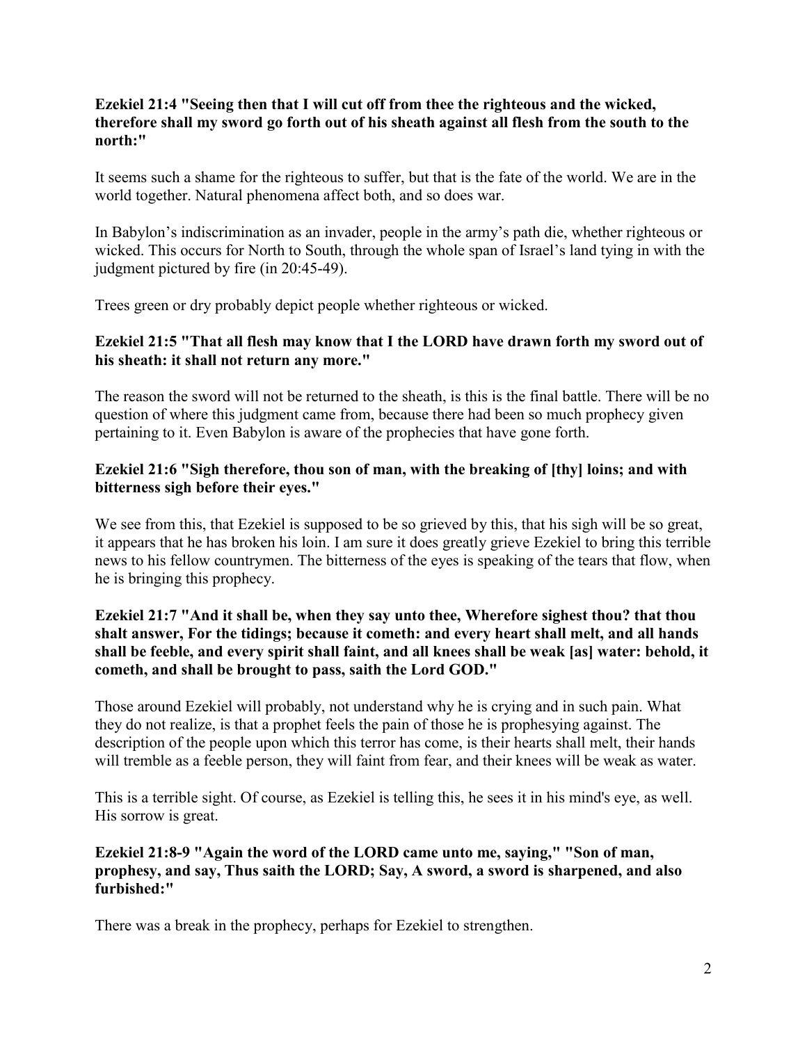**Ezekiel 21:4 "Seeing then that I will cut off from thee the righteous and the wicked, therefore shall my sword go forth out of his sheath against all flesh from the south to the north:"**

It seems such a shame for the righteous to suffer, but that is the fate of the world. We are in the world together. Natural phenomena affect both, and so does war.

In Babylon's indiscrimination as an invader, people in the army's path die, whether righteous or wicked. This occurs for North to South, through the whole span of Israel's land tying in with the judgment pictured by fire (in 20:45-49).

Trees green or dry probably depict people whether righteous or wicked.

**Ezekiel 21:5 "That all flesh may know that I the LORD have drawn forth my sword out of his sheath: it shall not return any more."**

The reason the sword will not be returned to the sheath, is this is the final battle. There will be no question of where this judgment came from, because there had been so much prophecy given pertaining to it. Even Babylon is aware of the prophecies that have gone forth.

**Ezekiel 21:6 "Sigh therefore, thou son of man, with the breaking of [thy] loins; and with bitterness sigh before their eyes."**

We see from this, that Ezekiel is supposed to be so grieved by this, that his sigh will be so great, it appears that he has broken his loin. I am sure it does greatly grieve Ezekiel to bring this terrible news to his fellow countrymen. The bitterness of the eyes is speaking of the tears that flow, when he is bringing this prophecy.

**Ezekiel 21:7 "And it shall be, when they say unto thee, Wherefore sighest thou? that thou shalt answer, For the tidings; because it cometh: and every heart shall melt, and all hands shall be feeble, and every spirit shall faint, and all knees shall be weak [as] water: behold, it cometh, and shall be brought to pass, saith the Lord GOD."**

Those around Ezekiel will probably, not understand why he is crying and in such pain. What they do not realize, is that a prophet feels the pain of those he is prophesying against. The description of the people upon which this terror has come, is their hearts shall melt, their hands will tremble as a feeble person, they will faint from fear, and their knees will be weak as water.

This is a terrible sight. Of course, as Ezekiel is telling this, he sees it in his mind's eye, as well. His sorrow is great.

**Ezekiel 21:8-9 "Again the word of the LORD came unto me, saying," "Son of man, prophesy, and say, Thus saith the LORD; Say, A sword, a sword is sharpened, and also furbished:"**

There was a break in the prophecy, perhaps for Ezekiel to strengthen.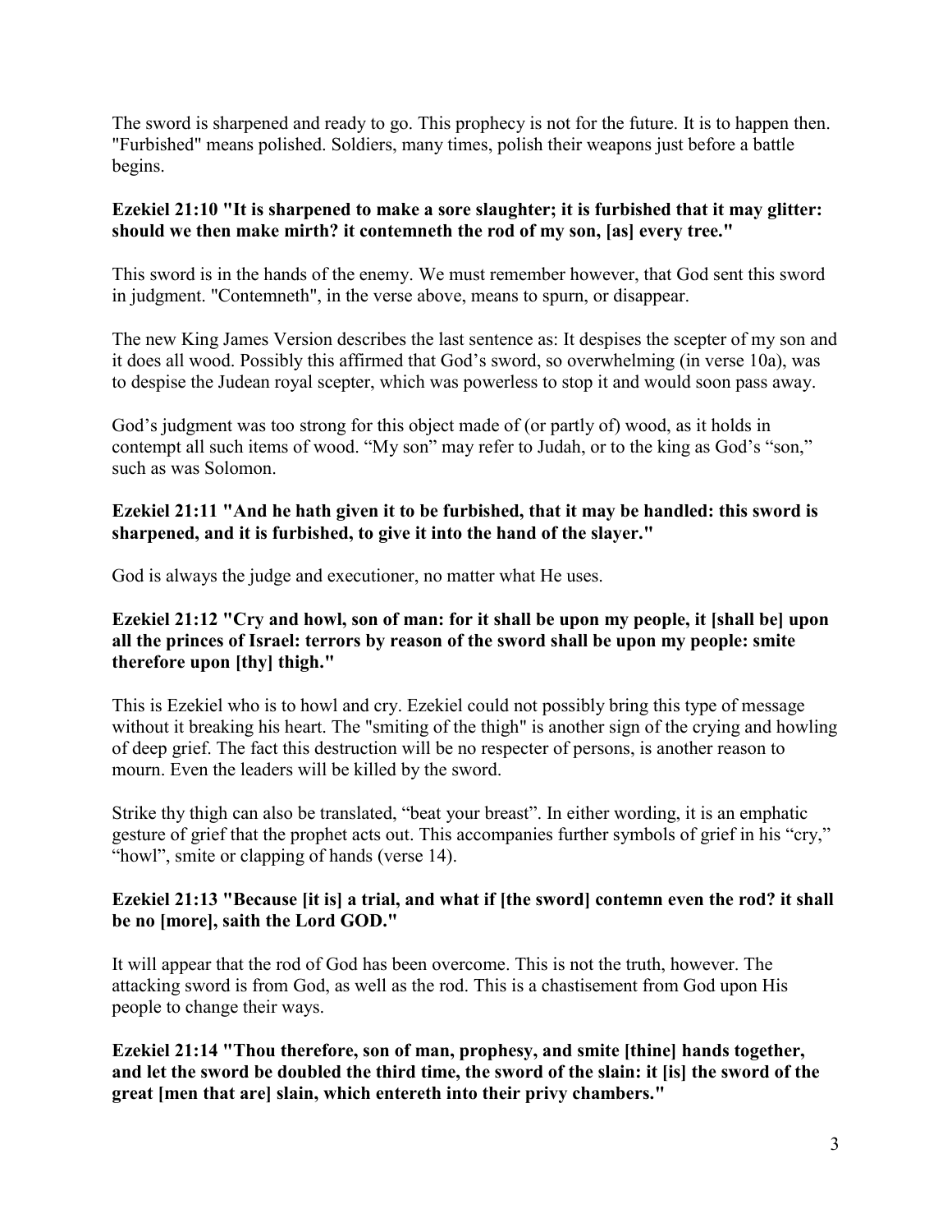The sword is sharpened and ready to go. This prophecy is not for the future. It is to happen then. "Furbished" means polished. Soldiers, many times, polish their weapons just before a battle begins.

**Ezekiel 21:10 "It is sharpened to make a sore slaughter; it is furbished that it may glitter: should we then make mirth? it contemneth the rod of my son, [as] every tree."**

This sword is in the hands of the enemy. We must remember however, that God sent this sword in judgment. "Contemneth", in the verse above, means to spurn, or disappear.

The new King James Version describes the last sentence as: It despises the scepter of my son and it does all wood. Possibly this affirmed that God's sword, so overwhelming (in verse 10a), was to despise the Judean royal scepter, which was powerless to stop it and would soon pass away.

God's judgment was too strong for this object made of (or partly of) wood, as it holds in contempt all such items of wood. "My son" may refer to Judah, or to the king as God's "son," such as was Solomon.

**Ezekiel 21:11 "And he hath given it to be furbished, that it may be handled: this sword is sharpened, and it is furbished, to give it into the hand of the slayer."**

God is always the judge and executioner, no matter what He uses.

**Ezekiel 21:12 "Cry and howl, son of man: for it shall be upon my people, it [shall be] upon all the princes of Israel: terrors by reason of the sword shall be upon my people: smite therefore upon [thy] thigh."**

This is Ezekiel who is to howl and cry. Ezekiel could not possibly bring this type of message without it breaking his heart. The "smiting of the thigh" is another sign of the crying and howling of deep grief. The fact this destruction will be no respecter of persons, is another reason to mourn. Even the leaders will be killed by the sword.

Strike thy thigh can also be translated, "beat your breast". In either wording, it is an emphatic gesture of grief that the prophet acts out. This accompanies further symbols of grief in his "cry," "howl", smite or clapping of hands (verse 14).

**Ezekiel 21:13 "Because [it is] a trial, and what if [the sword] contemn even the rod? it shall be no [more], saith the Lord GOD."**

It will appear that the rod of God has been overcome. This is not the truth, however. The attacking sword is from God, as well as the rod. This is a chastisement from God upon His people to change their ways.

**Ezekiel 21:14 "Thou therefore, son of man, prophesy, and smite [thine] hands together, and let the sword be doubled the third time, the sword of the slain: it [is] the sword of the great [men that are] slain, which entereth into their privy chambers."**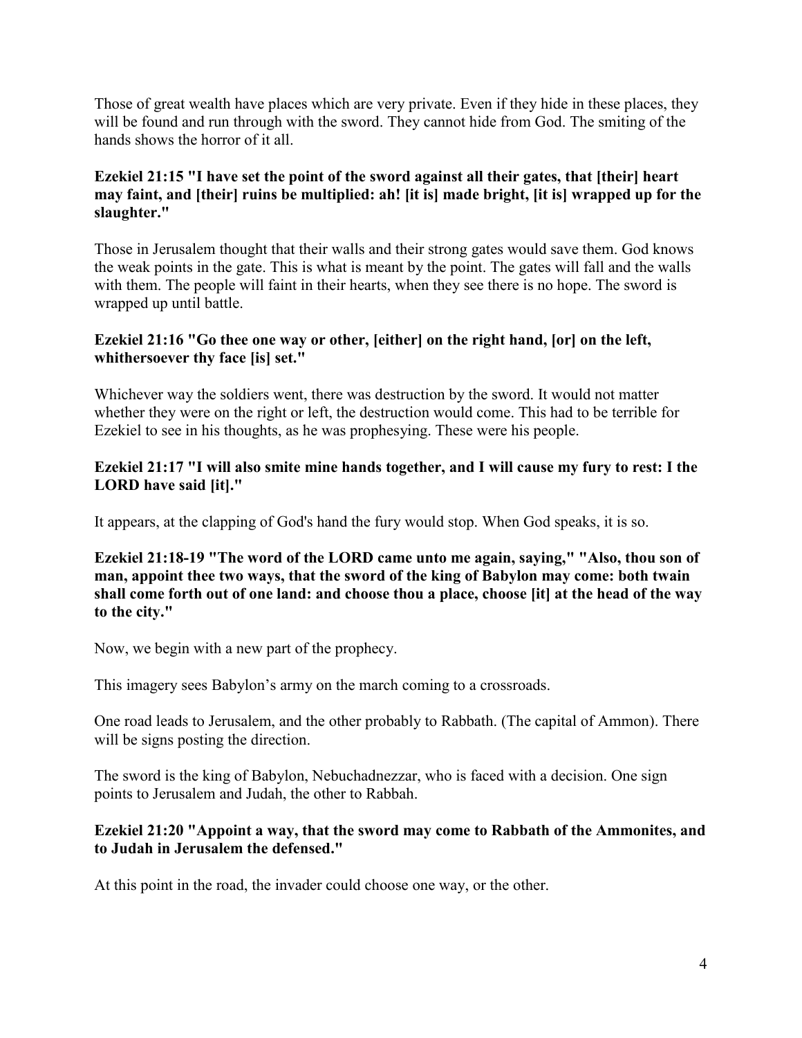Those of great wealth have places which are very private. Even if they hide in these places, they will be found and run through with the sword. They cannot hide from God. The smiting of the hands shows the horror of it all.

**Ezekiel 21:15 "I have set the point of the sword against all their gates, that [their] heart may faint, and [their] ruins be multiplied: ah! [it is] made bright, [it is] wrapped up for the slaughter."**

Those in Jerusalem thought that their walls and their strong gates would save them. God knows the weak points in the gate. This is what is meant by the point. The gates will fall and the walls with them. The people will faint in their hearts, when they see there is no hope. The sword is wrapped up until battle.

**Ezekiel 21:16 "Go thee one way or other, [either] on the right hand, [or] on the left, whithersoever thy face [is] set."**

Whichever way the soldiers went, there was destruction by the sword. It would not matter whether they were on the right or left, the destruction would come. This had to be terrible for Ezekiel to see in his thoughts, as he was prophesying. These were his people.

**Ezekiel 21:17 "I will also smite mine hands together, and I will cause my fury to rest: I the LORD have said [it]."**

It appears, at the clapping of God's hand the fury would stop. When God speaks, it is so.

**Ezekiel 21:18-19 "The word of the LORD came unto me again, saying," "Also, thou son of man, appoint thee two ways, that the sword of the king of Babylon may come: both twain shall come forth out of one land: and choose thou a place, choose [it] at the head of the way to the city."**

Now, we begin with a new part of the prophecy.

This imagery sees Babylon's army on the march coming to a crossroads.

One road leads to Jerusalem, and the other probably to Rabbath. (The capital of Ammon). There will be signs posting the direction.

The sword is the king of Babylon, Nebuchadnezzar, who is faced with a decision. One sign points to Jerusalem and Judah, the other to Rabbah.

**Ezekiel 21:20 "Appoint a way, that the sword may come to Rabbath of the Ammonites, and to Judah in Jerusalem the defensed."**

At this point in the road, the invader could choose one way, or the other.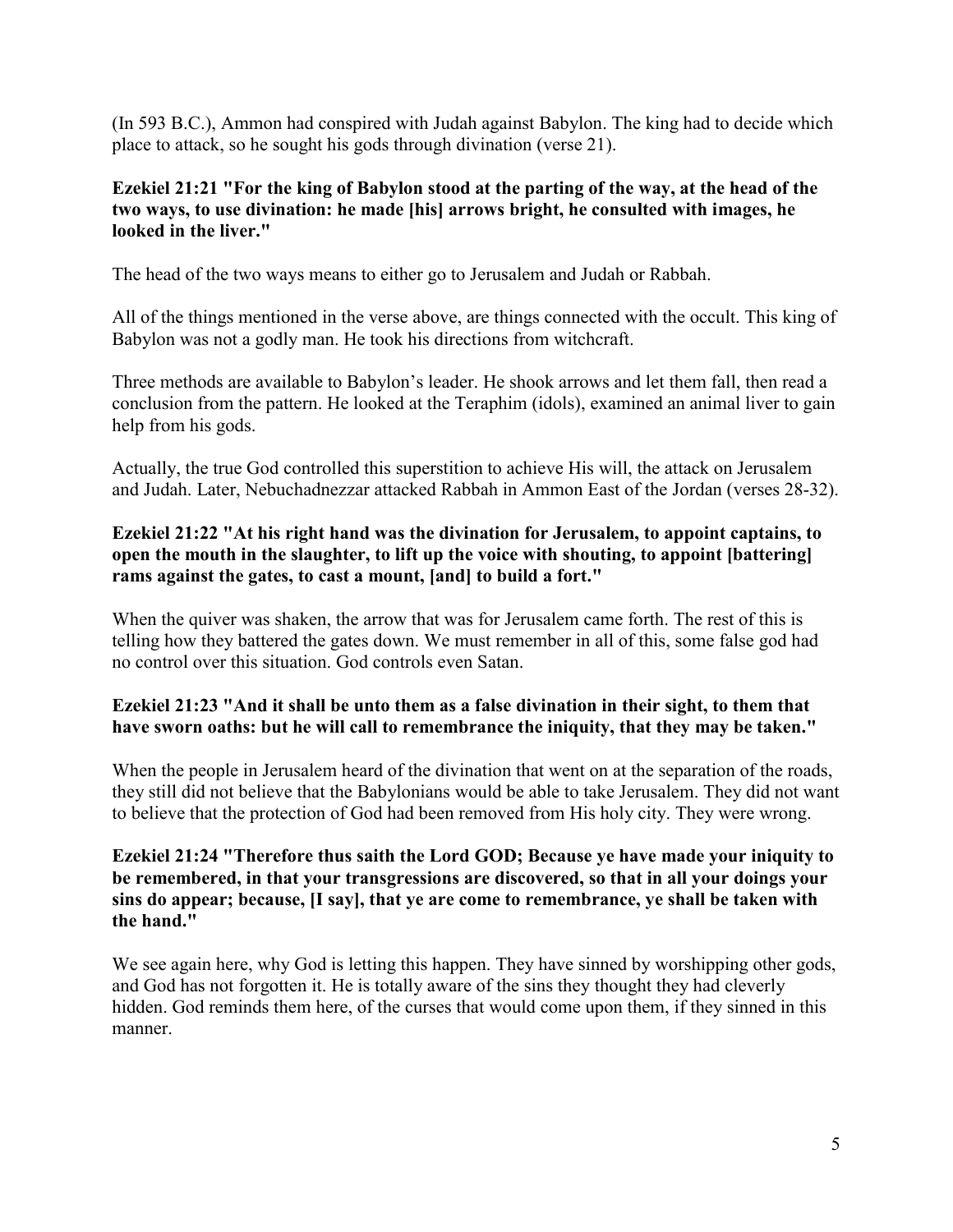(In 593 B.C.), Ammon had conspired with Judah against Babylon. The king had to decide which place to attack, so he sought his gods through divination (verse 21).

**Ezekiel 21:21 "For the king of Babylon stood at the parting of the way, at the head of the two ways, to use divination: he made [his] arrows bright, he consulted with images, he looked in the liver."**

The head of the two ways means to either go to Jerusalem and Judah or Rabbah.

All of the things mentioned in the verse above, are things connected with the occult. This king of Babylon was not a godly man. He took his directions from witchcraft.

Three methods are available to Babylon's leader. He shook arrows and let them fall, then read a conclusion from the pattern. He looked at the Teraphim (idols), examined an animal liver to gain help from his gods.

Actually, the true God controlled this superstition to achieve His will, the attack on Jerusalem and Judah. Later, Nebuchadnezzar attacked Rabbah in Ammon East of the Jordan (verses 28-32).

**Ezekiel 21:22 "At his right hand was the divination for Jerusalem, to appoint captains, to open the mouth in the slaughter, to lift up the voice with shouting, to appoint [battering] rams against the gates, to cast a mount, [and] to build a fort."**

When the quiver was shaken, the arrow that was for Jerusalem came forth. The rest of this is telling how they battered the gates down. We must remember in all of this, some false god had no control over this situation. God controls even Satan.

**Ezekiel 21:23 "And it shall be unto them as a false divination in their sight, to them that have sworn oaths: but he will call to remembrance the iniquity, that they may be taken."**

When the people in Jerusalem heard of the divination that went on at the separation of the roads, they still did not believe that the Babylonians would be able to take Jerusalem. They did not want to believe that the protection of God had been removed from His holy city. They were wrong.

**Ezekiel 21:24 "Therefore thus saith the Lord GOD; Because ye have made your iniquity to be remembered, in that your transgressions are discovered, so that in all your doings your sins do appear; because, [I say], that ye are come to remembrance, ye shall be taken with the hand."**

We see again here, why God is letting this happen. They have sinned by worshipping other gods, and God has not forgotten it. He is totally aware of the sins they thought they had cleverly hidden. God reminds them here, of the curses that would come upon them, if they sinned in this manner.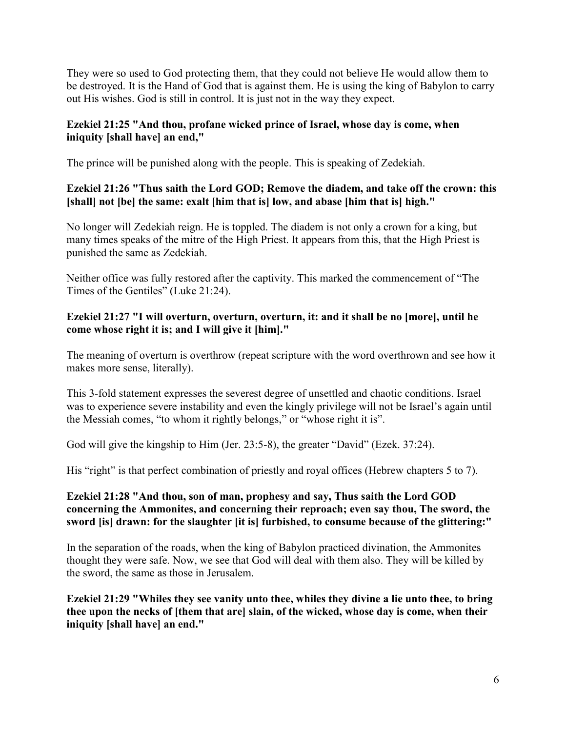They were so used to God protecting them, that they could not believe He would allow them to be destroyed. It is the Hand of God that is against them. He is using the king of Babylon to carry out His wishes. God is still in control. It is just not in the way they expect.

**Ezekiel 21:25 "And thou, profane wicked prince of Israel, whose day is come, when iniquity [shall have] an end,"**

The prince will be punished along with the people. This is speaking of Zedekiah.

**Ezekiel 21:26 "Thus saith the Lord GOD; Remove the diadem, and take off the crown: this [shall] not [be] the same: exalt [him that is] low, and abase [him that is] high."**

No longer will Zedekiah reign. He is toppled. The diadem is not only a crown for a king, but many times speaks of the mitre of the High Priest. It appears from this, that the High Priest is punished the same as Zedekiah.

Neither office was fully restored after the captivity. This marked the commencement of "The Times of the Gentiles" (Luke 21:24).

**Ezekiel 21:27 "I will overturn, overturn, overturn, it: and it shall be no [more], until he come whose right it is; and I will give it [him]."**

The meaning of overturn is overthrow (repeat scripture with the word overthrown and see how it makes more sense, literally).

This 3-fold statement expresses the severest degree of unsettled and chaotic conditions. Israel was to experience severe instability and even the kingly privilege will not be Israel's again until the Messiah comes, "to whom it rightly belongs," or "whose right it is".

God will give the kingship to Him (Jer. 23:5-8), the greater "David" (Ezek. 37:24).

His "right" is that perfect combination of priestly and royal offices (Hebrew chapters 5 to 7).

**Ezekiel 21:28 "And thou, son of man, prophesy and say, Thus saith the Lord GOD concerning the Ammonites, and concerning their reproach; even say thou, The sword, the sword [is] drawn: for the slaughter [it is] furbished, to consume because of the glittering:"**

In the separation of the roads, when the king of Babylon practiced divination, the Ammonites thought they were safe. Now, we see that God will deal with them also. They will be killed by the sword, the same as those in Jerusalem.

**Ezekiel 21:29 "Whiles they see vanity unto thee, whiles they divine a lie unto thee, to bring thee upon the necks of [them that are] slain, of the wicked, whose day is come, when their iniquity [shall have] an end."**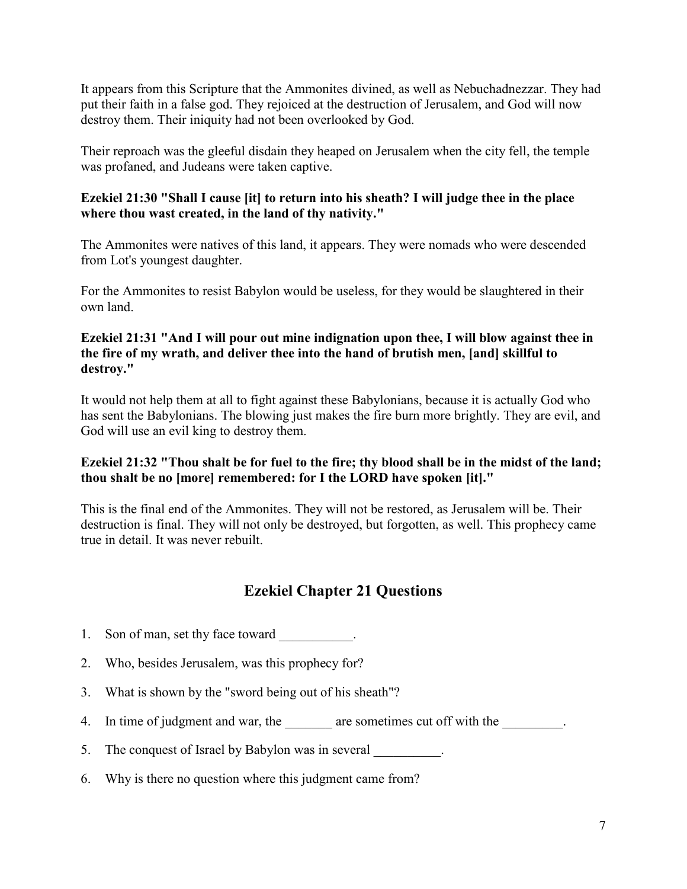It appears from this Scripture that the Ammonites divined, as well as Nebuchadnezzar. They had put their faith in a false god. They rejoiced at the destruction of Jerusalem, and God will now destroy them. Their iniquity had not been overlooked by God.

Their reproach was the gleeful disdain they heaped on Jerusalem when the city fell, the temple was profaned, and Judeans were taken captive.

**Ezekiel 21:30 "Shall I cause [it] to return into his sheath? I will judge thee in the place where thou wast created, in the land of thy nativity."**

The Ammonites were natives of this land, it appears. They were nomads who were descended from Lot's youngest daughter.

For the Ammonites to resist Babylon would be useless, for they would be slaughtered in their own land.

**Ezekiel 21:31 "And I will pour out mine indignation upon thee, I will blow against thee in the fire of my wrath, and deliver thee into the hand of brutish men, [and] skillful to destroy."**

It would not help them at all to fight against these Babylonians, because it is actually God who has sent the Babylonians. The blowing just makes the fire burn more brightly. They are evil, and God will use an evil king to destroy them.

**Ezekiel 21:32 "Thou shalt be for fuel to the fire; thy blood shall be in the midst of the land; thou shalt be no [more] remembered: for I the LORD have spoken [it]."**

This is the final end of the Ammonites. They will not be restored, as Jerusalem will be. Their destruction is final. They will not only be destroyed, but forgotten, as well. This prophecy came true in detail. It was never rebuilt.

## Ezekiel Chapter 21 Questions

1. Son of man, set thy face toward ___________.
2. Who, besides Jerusalem, was this prophecy for?
3. What is shown by the "sword being out of his sheath"?
4. In time of judgment and war, the _______ are sometimes cut off with the _________.
5. The conquest of Israel by Babylon was in several __________.
6. Why is there no question where this judgment came from?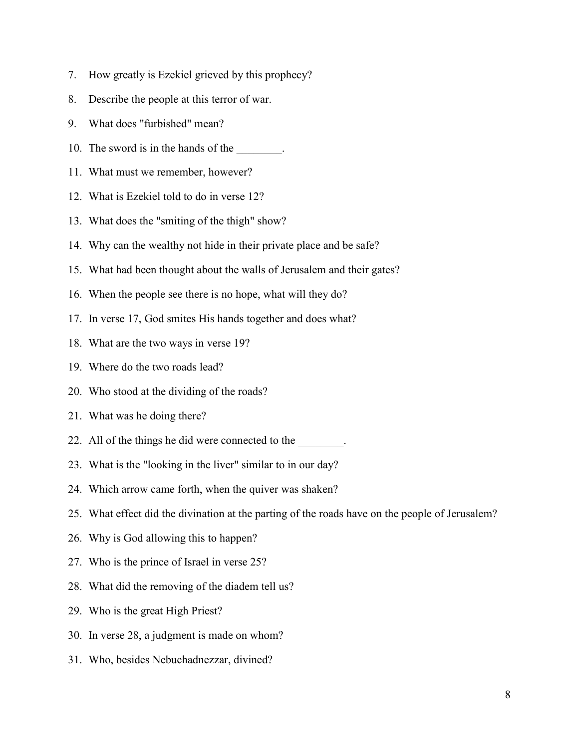7. How greatly is Ezekiel grieved by this prophecy?
8. Describe the people at this terror of war.
9. What does "furbished" mean?
10. The sword is in the hands of the ________.
11. What must we remember, however?
12. What is Ezekiel told to do in verse 12?
13. What does the "smiting of the thigh" show?
14. Why can the wealthy not hide in their private place and be safe?
15. What had been thought about the walls of Jerusalem and their gates?
16. When the people see there is no hope, what will they do?
17. In verse 17, God smites His hands together and does what?
18. What are the two ways in verse 19?
19. Where do the two roads lead?
20. Who stood at the dividing of the roads?
21. What was he doing there?
22. All of the things he did were connected to the ________.
23. What is the "looking in the liver" similar to in our day?
24. Which arrow came forth, when the quiver was shaken?
25. What effect did the divination at the parting of the roads have on the people of Jerusalem?
26. Why is God allowing this to happen?
27. Who is the prince of Israel in verse 25?
28. What did the removing of the diadem tell us?
29. Who is the great High Priest?
30. In verse 28, a judgment is made on whom?
31. Who, besides Nebuchadnezzar, divined?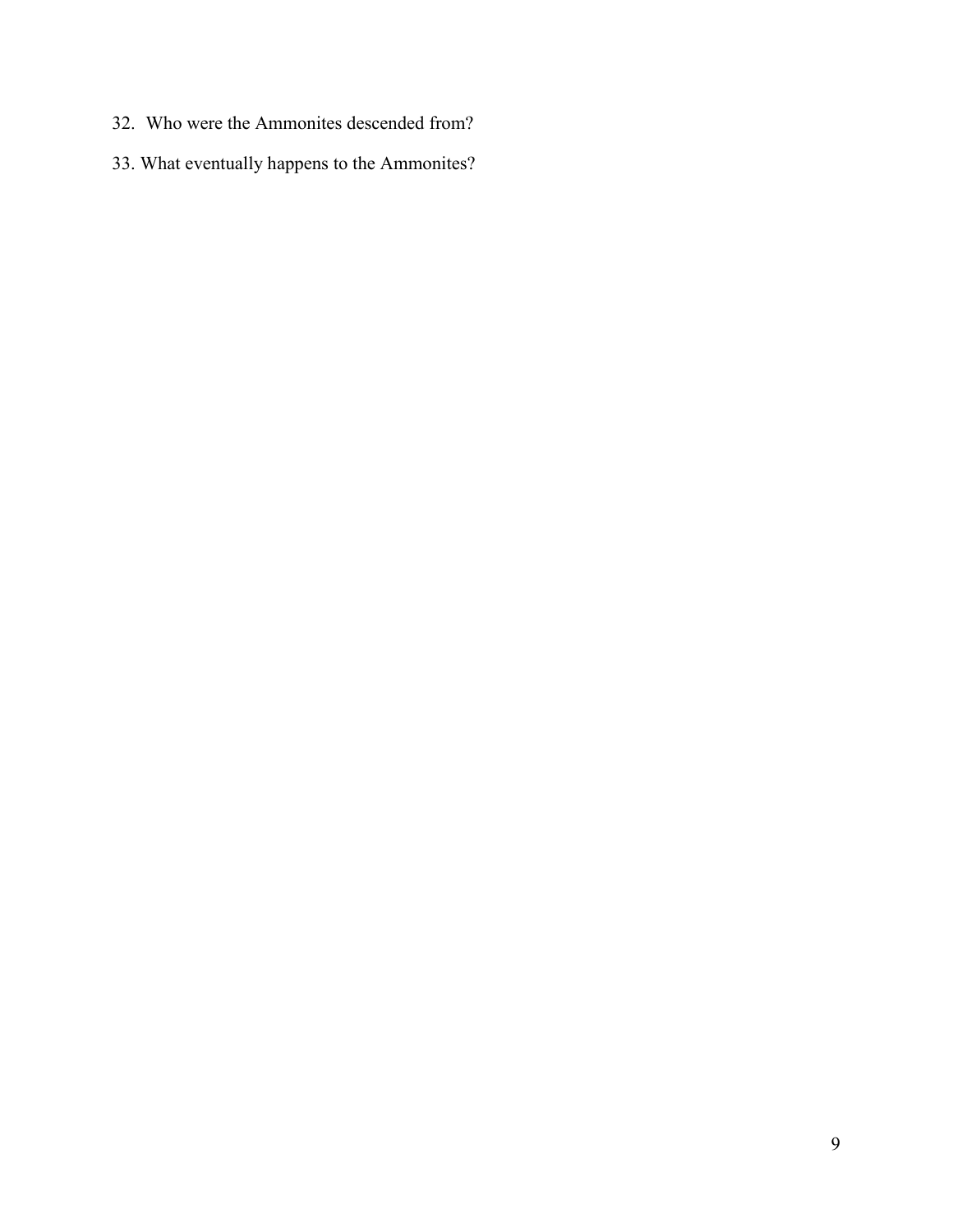32. Who were the Ammonites descended from?

33. What eventually happens to the Ammonites?